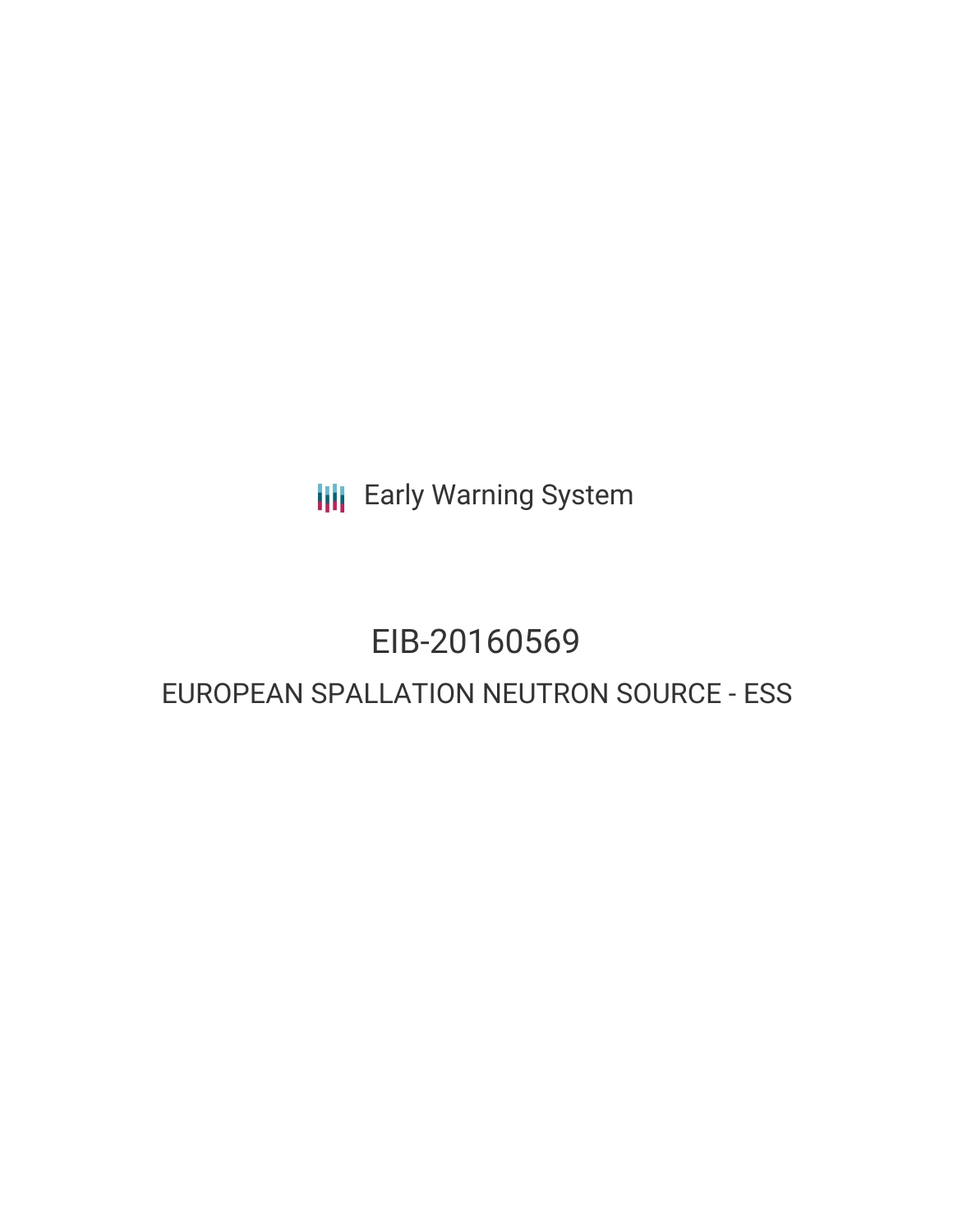Early Warning System

# EIB-20160569

## EUROPEAN SPALLATION NEUTRON SOURCE - ESS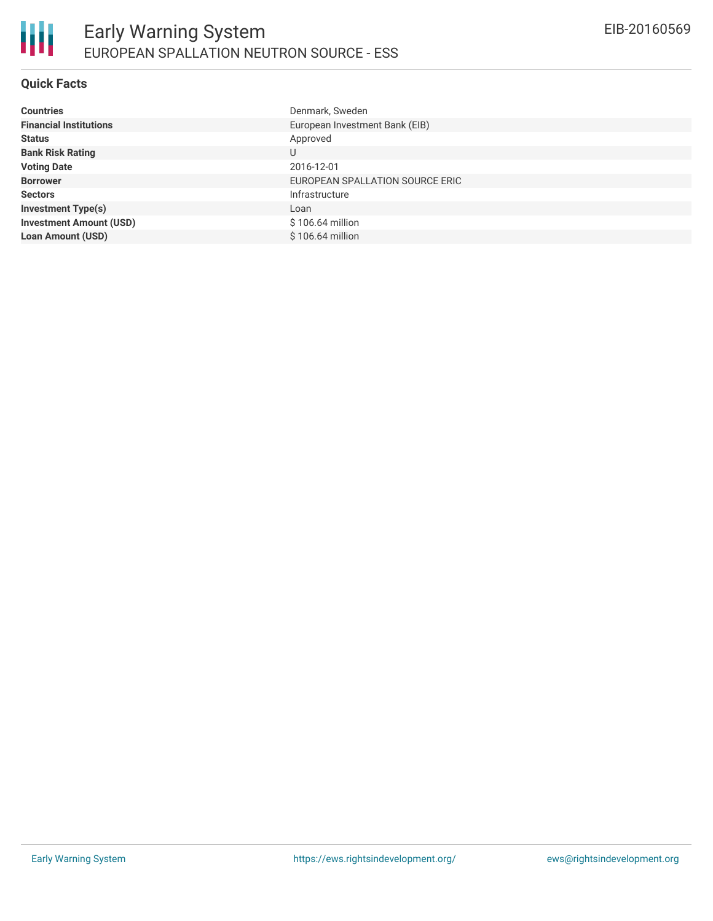# Early Warning System

## EUROPEAN SPALLATION NEUTRON SOURCE - ESS

EIB-20160569

### Quick Facts

| | |
|---|---|
| **Countries** | Denmark, Sweden |
| **Financial Institutions** | European Investment Bank (EIB) |
| **Status** | Approved |
| **Bank Risk Rating** | U |
| **Voting Date** | 2016-12-01 |
| **Borrower** | EUROPEAN SPALLATION SOURCE ERIC |
| **Sectors** | Infrastructure |
| **Investment Type(s)** | Loan |
| **Investment Amount (USD)** | $ 106.64 million |
| **Loan Amount (USD)** | $ 106.64 million |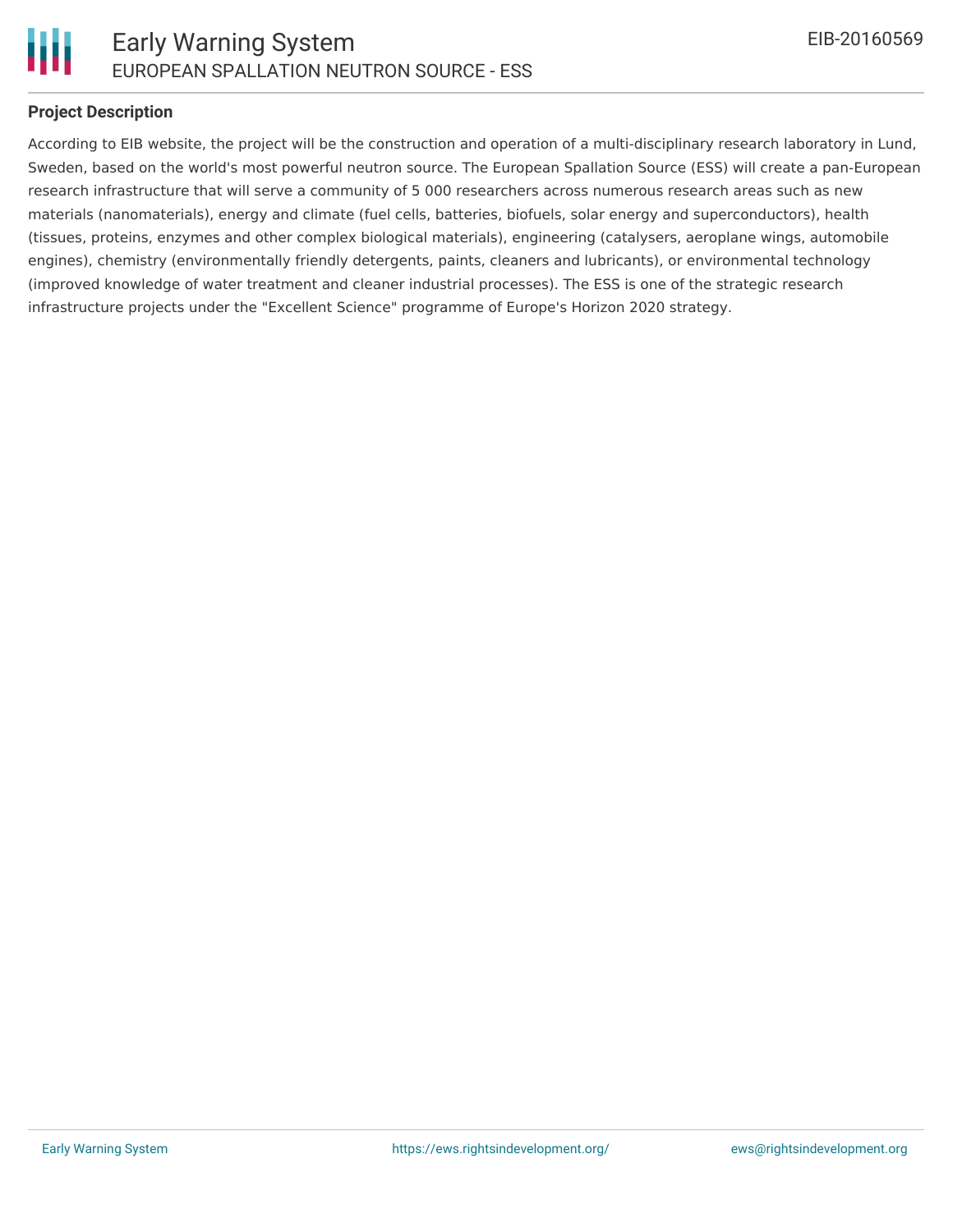### Project Description

According to EIB website, the project will be the construction and operation of a multi-disciplinary research laboratory in Lund, Sweden, based on the world's most powerful neutron source. The European Spallation Source (ESS) will create a pan-European research infrastructure that will serve a community of 5 000 researchers across numerous research areas such as new materials (nanomaterials), energy and climate (fuel cells, batteries, biofuels, solar energy and superconductors), health (tissues, proteins, enzymes and other complex biological materials), engineering (catalysers, aeroplane wings, automobile engines), chemistry (environmentally friendly detergents, paints, cleaners and lubricants), or environmental technology (improved knowledge of water treatment and cleaner industrial processes). The ESS is one of the strategic research infrastructure projects under the "Excellent Science" programme of Europe's Horizon 2020 strategy.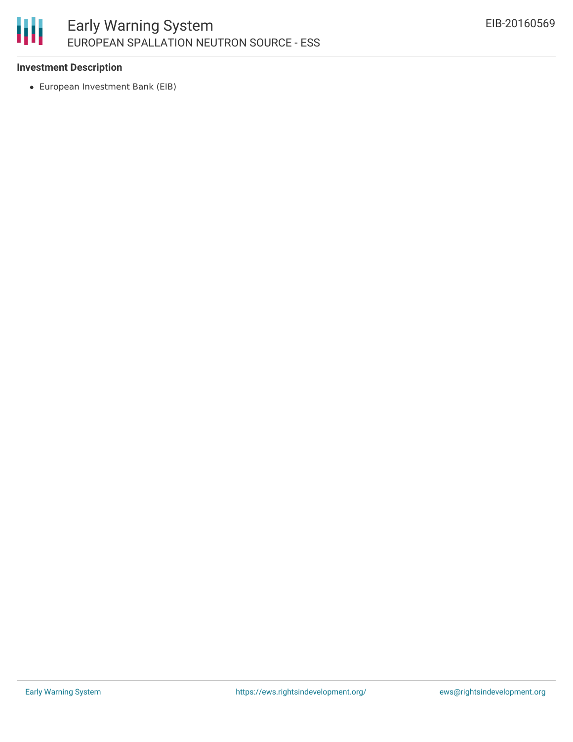### Investment Description

- European Investment Bank (EIB)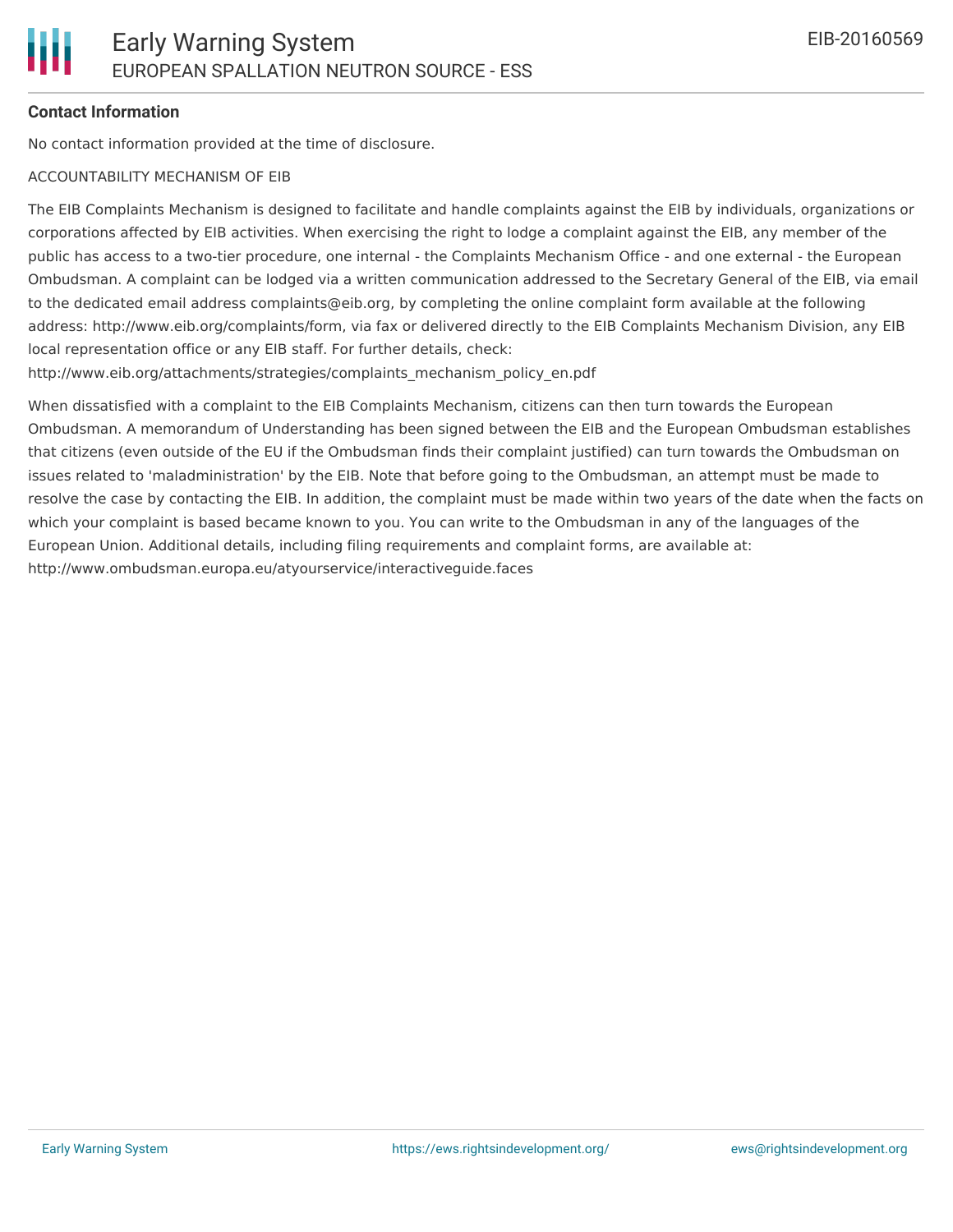## Contact Information

No contact information provided at the time of disclosure.

ACCOUNTABILITY MECHANISM OF EIB

The EIB Complaints Mechanism is designed to facilitate and handle complaints against the EIB by individuals, organizations or corporations affected by EIB activities. When exercising the right to lodge a complaint against the EIB, any member of the public has access to a two-tier procedure, one internal - the Complaints Mechanism Office - and one external - the European Ombudsman. A complaint can be lodged via a written communication addressed to the Secretary General of the EIB, via email to the dedicated email address complaints@eib.org, by completing the online complaint form available at the following address: http://www.eib.org/complaints/form, via fax or delivered directly to the EIB Complaints Mechanism Division, any EIB local representation office or any EIB staff. For further details, check: http://www.eib.org/attachments/strategies/complaints_mechanism_policy_en.pdf

When dissatisfied with a complaint to the EIB Complaints Mechanism, citizens can then turn towards the European Ombudsman. A memorandum of Understanding has been signed between the EIB and the European Ombudsman establishes that citizens (even outside of the EU if the Ombudsman finds their complaint justified) can turn towards the Ombudsman on issues related to 'maladministration' by the EIB. Note that before going to the Ombudsman, an attempt must be made to resolve the case by contacting the EIB. In addition, the complaint must be made within two years of the date when the facts on which your complaint is based became known to you. You can write to the Ombudsman in any of the languages of the European Union. Additional details, including filing requirements and complaint forms, are available at: http://www.ombudsman.europa.eu/atyourservice/interactiveguide.faces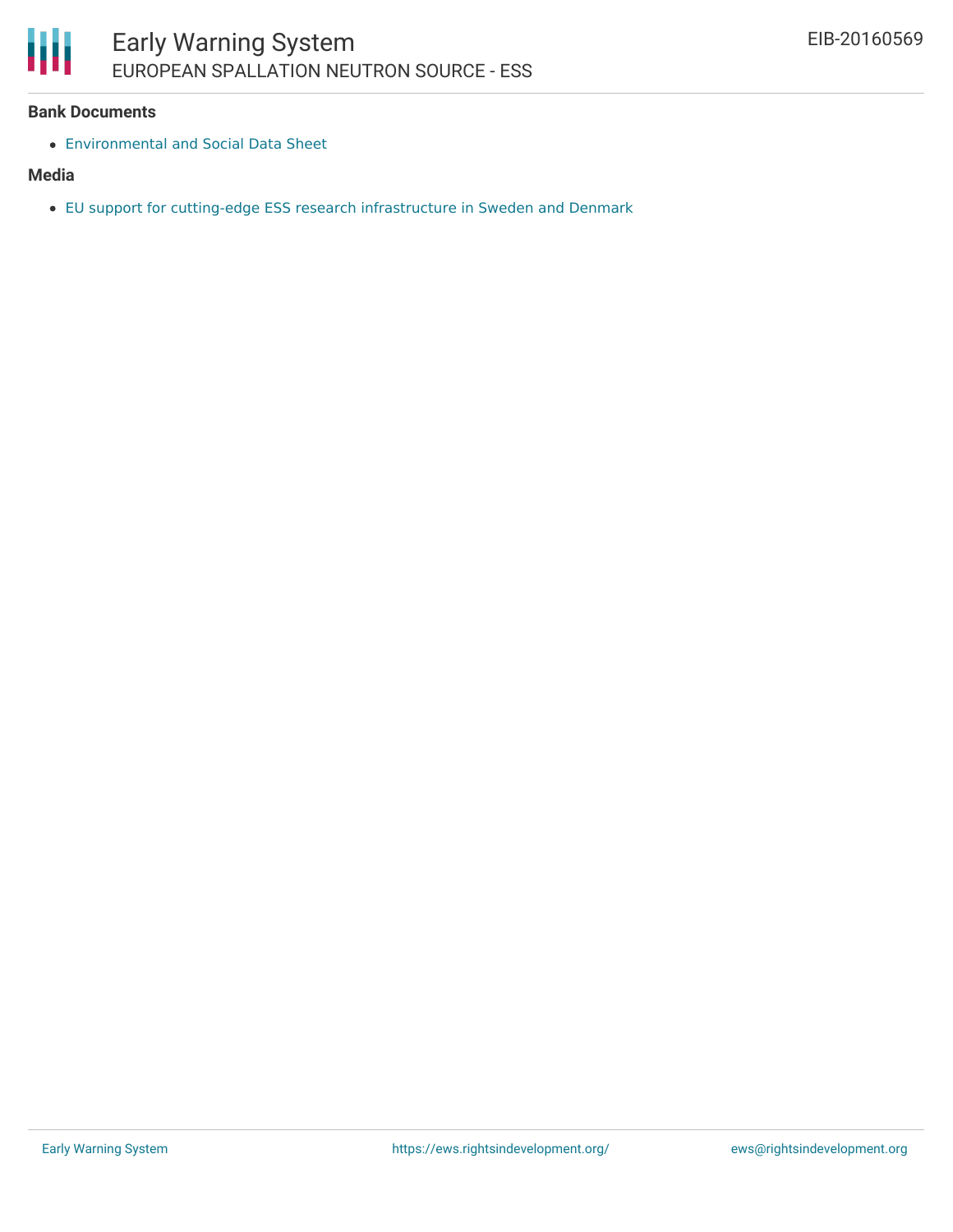**Bank Documents**

- Environmental and Social Data Sheet

**Media**

- EU support for cutting-edge ESS research infrastructure in Sweden and Denmark